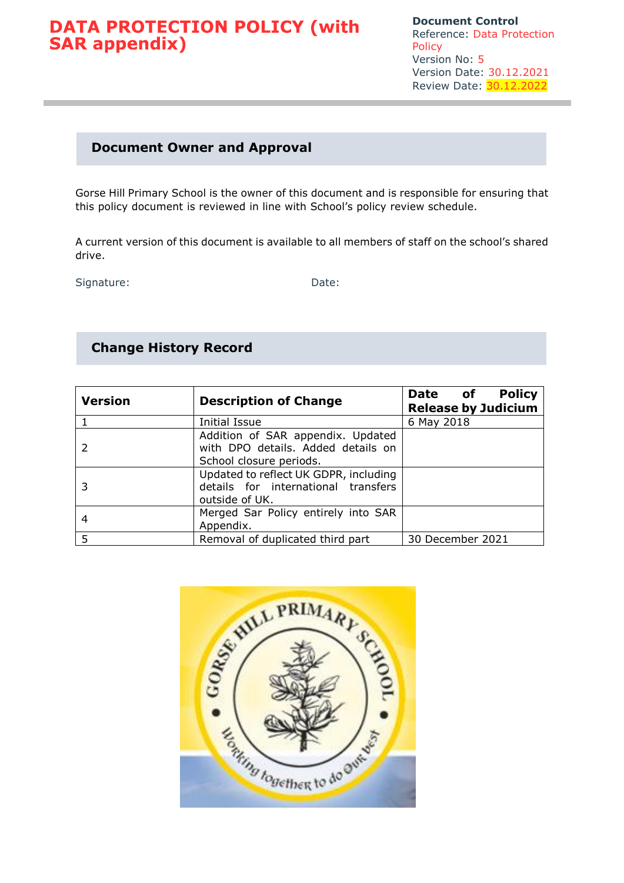# DATA PROTECTION POLICY (with SAR appendix)

**Document Control**
Reference: Data Protection Policy
Version No: 5
Version Date: 30.12.2021
Review Date: 30.12.2022

## Document Owner and Approval

Gorse Hill Primary School is the owner of this document and is responsible for ensuring that this policy document is reviewed in line with School's policy review schedule.

A current version of this document is available to all members of staff on the school's shared drive.

Signature: Date:

## Change History Record

| Version | Description of Change | Date of Policy Release by Judicium |
|---|---|---|
| 1 | Initial Issue | 6 May 2018 |
| 2 | Addition of SAR appendix. Updated with DPO details. Added details on School closure periods. | |
| 3 | Updated to reflect UK GDPR, including details for international transfers outside of UK. | |
| 4 | Merged Sar Policy entirely into SAR Appendix. | |
| 5 | Removal of duplicated third part | 30 December 2021 |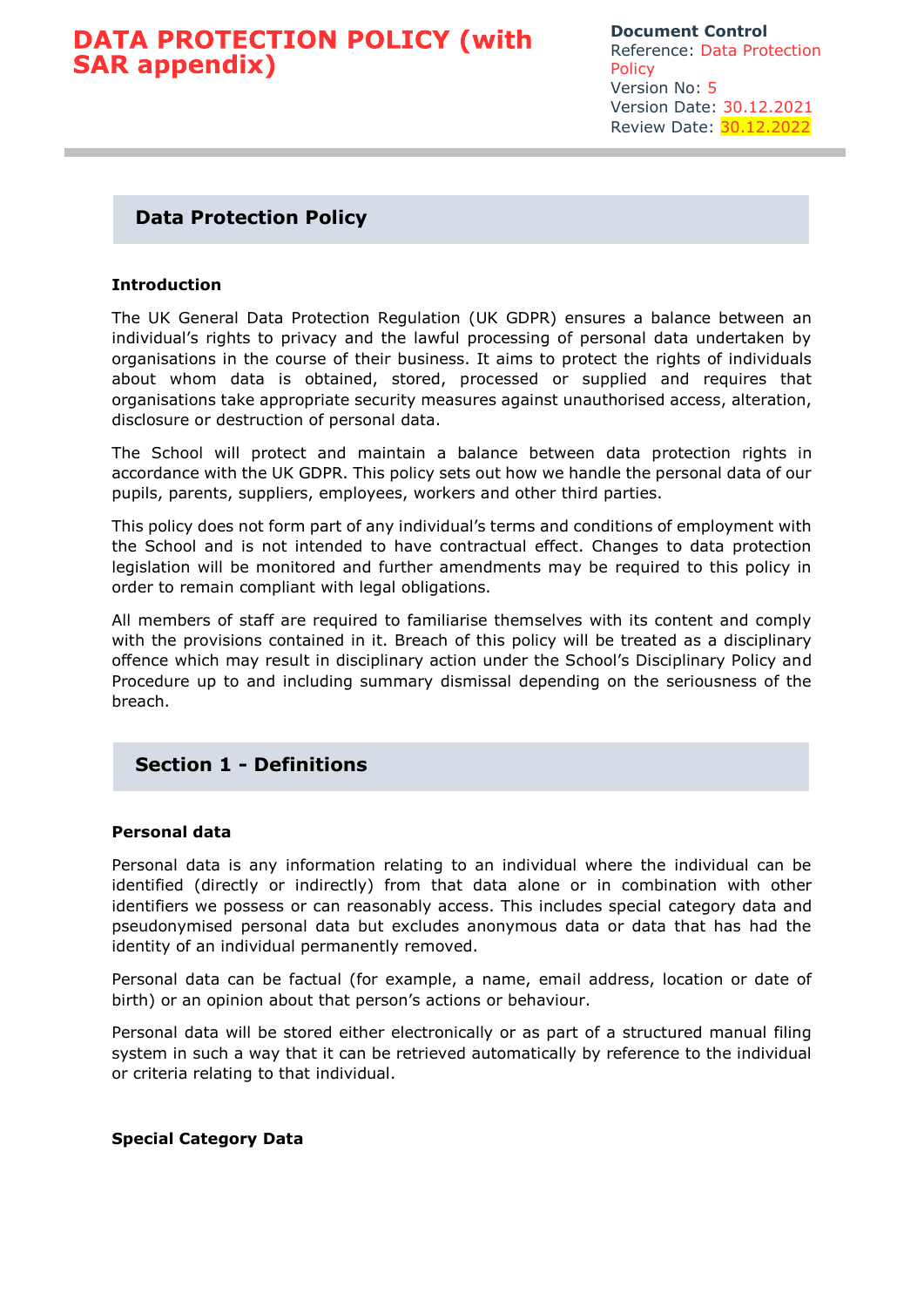# DATA PROTECTION POLICY (with SAR appendix)

**Document Control**
Reference: Data Protection Policy
Version No: 5
Version Date: 30.12.2021
Review Date: 30.12.2022

## Data Protection Policy

**Introduction**

The UK General Data Protection Regulation (UK GDPR) ensures a balance between an individual's rights to privacy and the lawful processing of personal data undertaken by organisations in the course of their business. It aims to protect the rights of individuals about whom data is obtained, stored, processed or supplied and requires that organisations take appropriate security measures against unauthorised access, alteration, disclosure or destruction of personal data.

The School will protect and maintain a balance between data protection rights in accordance with the UK GDPR. This policy sets out how we handle the personal data of our pupils, parents, suppliers, employees, workers and other third parties.

This policy does not form part of any individual's terms and conditions of employment with the School and is not intended to have contractual effect. Changes to data protection legislation will be monitored and further amendments may be required to this policy in order to remain compliant with legal obligations.

All members of staff are required to familiarise themselves with its content and comply with the provisions contained in it. Breach of this policy will be treated as a disciplinary offence which may result in disciplinary action under the School's Disciplinary Policy and Procedure up to and including summary dismissal depending on the seriousness of the breach.

## Section 1 - Definitions

**Personal data**

Personal data is any information relating to an individual where the individual can be identified (directly or indirectly) from that data alone or in combination with other identifiers we possess or can reasonably access. This includes special category data and pseudonymised personal data but excludes anonymous data or data that has had the identity of an individual permanently removed.

Personal data can be factual (for example, a name, email address, location or date of birth) or an opinion about that person's actions or behaviour.

Personal data will be stored either electronically or as part of a structured manual filing system in such a way that it can be retrieved automatically by reference to the individual or criteria relating to that individual.

**Special Category Data**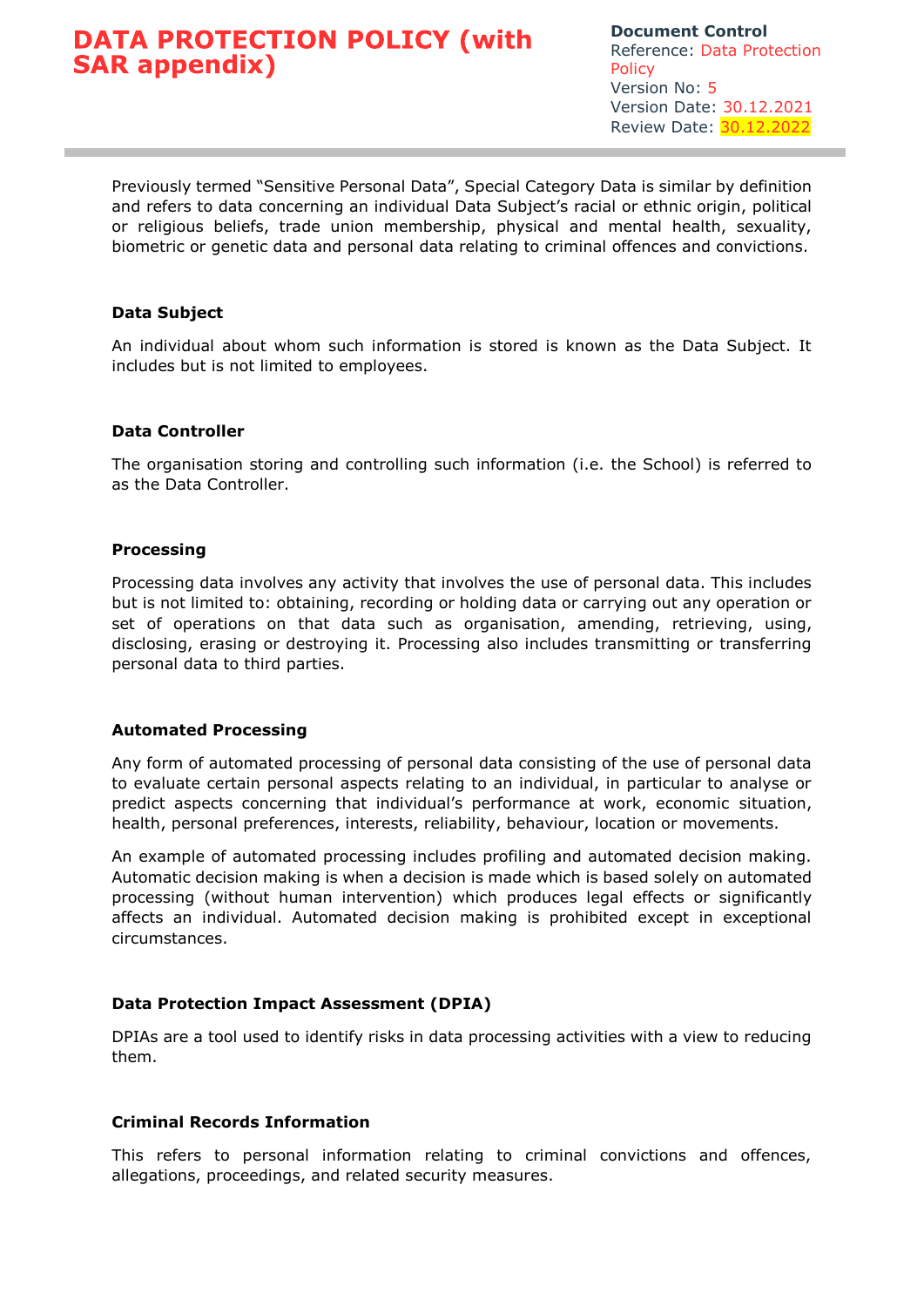Previously termed "Sensitive Personal Data", Special Category Data is similar by definition and refers to data concerning an individual Data Subject's racial or ethnic origin, political or religious beliefs, trade union membership, physical and mental health, sexuality, biometric or genetic data and personal data relating to criminal offences and convictions.

**Data Subject**

An individual about whom such information is stored is known as the Data Subject. It includes but is not limited to employees.

**Data Controller**

The organisation storing and controlling such information (i.e. the School) is referred to as the Data Controller.

**Processing**

Processing data involves any activity that involves the use of personal data. This includes but is not limited to: obtaining, recording or holding data or carrying out any operation or set of operations on that data such as organisation, amending, retrieving, using, disclosing, erasing or destroying it. Processing also includes transmitting or transferring personal data to third parties.

**Automated Processing**

Any form of automated processing of personal data consisting of the use of personal data to evaluate certain personal aspects relating to an individual, in particular to analyse or predict aspects concerning that individual's performance at work, economic situation, health, personal preferences, interests, reliability, behaviour, location or movements.

An example of automated processing includes profiling and automated decision making. Automatic decision making is when a decision is made which is based solely on automated processing (without human intervention) which produces legal effects or significantly affects an individual. Automated decision making is prohibited except in exceptional circumstances.

**Data Protection Impact Assessment (DPIA)**

DPIAs are a tool used to identify risks in data processing activities with a view to reducing them.

**Criminal Records Information**

This refers to personal information relating to criminal convictions and offences, allegations, proceedings, and related security measures.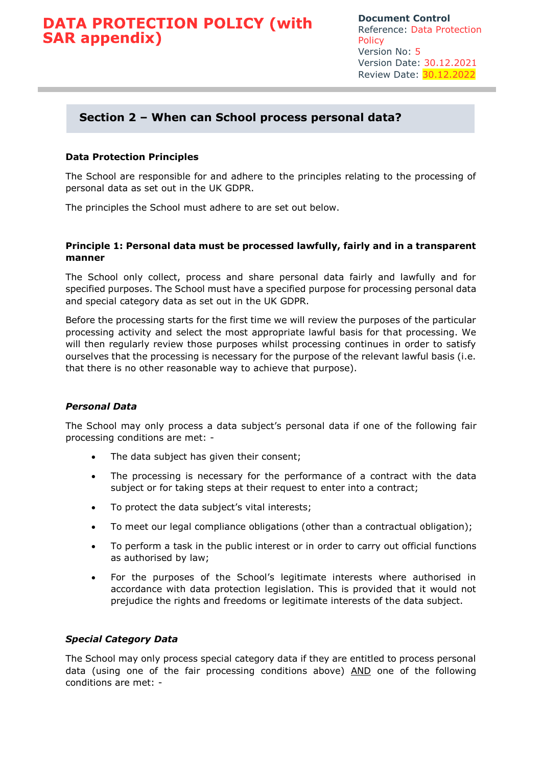## Section 2 – When can School process personal data?

**Data Protection Principles**

The School are responsible for and adhere to the principles relating to the processing of personal data as set out in the UK GDPR.

The principles the School must adhere to are set out below.

**Principle 1: Personal data must be processed lawfully, fairly and in a transparent manner**

The School only collect, process and share personal data fairly and lawfully and for specified purposes. The School must have a specified purpose for processing personal data and special category data as set out in the UK GDPR.

Before the processing starts for the first time we will review the purposes of the particular processing activity and select the most appropriate lawful basis for that processing. We will then regularly review those purposes whilst processing continues in order to satisfy ourselves that the processing is necessary for the purpose of the relevant lawful basis (i.e. that there is no other reasonable way to achieve that purpose).

***Personal Data***

The School may only process a data subject's personal data if one of the following fair processing conditions are met: -

- The data subject has given their consent;
- The processing is necessary for the performance of a contract with the data subject or for taking steps at their request to enter into a contract;
- To protect the data subject's vital interests;
- To meet our legal compliance obligations (other than a contractual obligation);
- To perform a task in the public interest or in order to carry out official functions as authorised by law;
- For the purposes of the School's legitimate interests where authorised in accordance with data protection legislation. This is provided that it would not prejudice the rights and freedoms or legitimate interests of the data subject.

***Special Category Data***

The School may only process special category data if they are entitled to process personal data (using one of the fair processing conditions above) AND one of the following conditions are met: -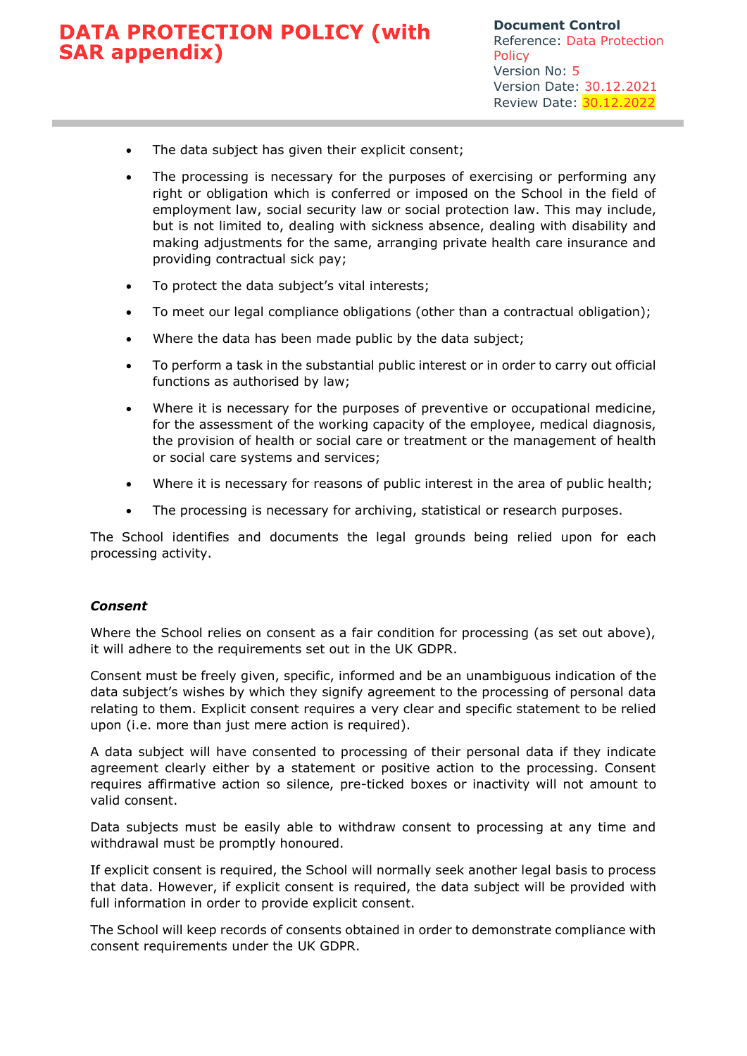- The data subject has given their explicit consent;
- The processing is necessary for the purposes of exercising or performing any right or obligation which is conferred or imposed on the School in the field of employment law, social security law or social protection law. This may include, but is not limited to, dealing with sickness absence, dealing with disability and making adjustments for the same, arranging private health care insurance and providing contractual sick pay;
- To protect the data subject's vital interests;
- To meet our legal compliance obligations (other than a contractual obligation);
- Where the data has been made public by the data subject;
- To perform a task in the substantial public interest or in order to carry out official functions as authorised by law;
- Where it is necessary for the purposes of preventive or occupational medicine, for the assessment of the working capacity of the employee, medical diagnosis, the provision of health or social care or treatment or the management of health or social care systems and services;
- Where it is necessary for reasons of public interest in the area of public health;
- The processing is necessary for archiving, statistical or research purposes.

The School identifies and documents the legal grounds being relied upon for each processing activity.

***Consent***

Where the School relies on consent as a fair condition for processing (as set out above), it will adhere to the requirements set out in the UK GDPR.

Consent must be freely given, specific, informed and be an unambiguous indication of the data subject's wishes by which they signify agreement to the processing of personal data relating to them. Explicit consent requires a very clear and specific statement to be relied upon (i.e. more than just mere action is required).

A data subject will have consented to processing of their personal data if they indicate agreement clearly either by a statement or positive action to the processing. Consent requires affirmative action so silence, pre-ticked boxes or inactivity will not amount to valid consent.

Data subjects must be easily able to withdraw consent to processing at any time and withdrawal must be promptly honoured.

If explicit consent is required, the School will normally seek another legal basis to process that data. However, if explicit consent is required, the data subject will be provided with full information in order to provide explicit consent.

The School will keep records of consents obtained in order to demonstrate compliance with consent requirements under the UK GDPR.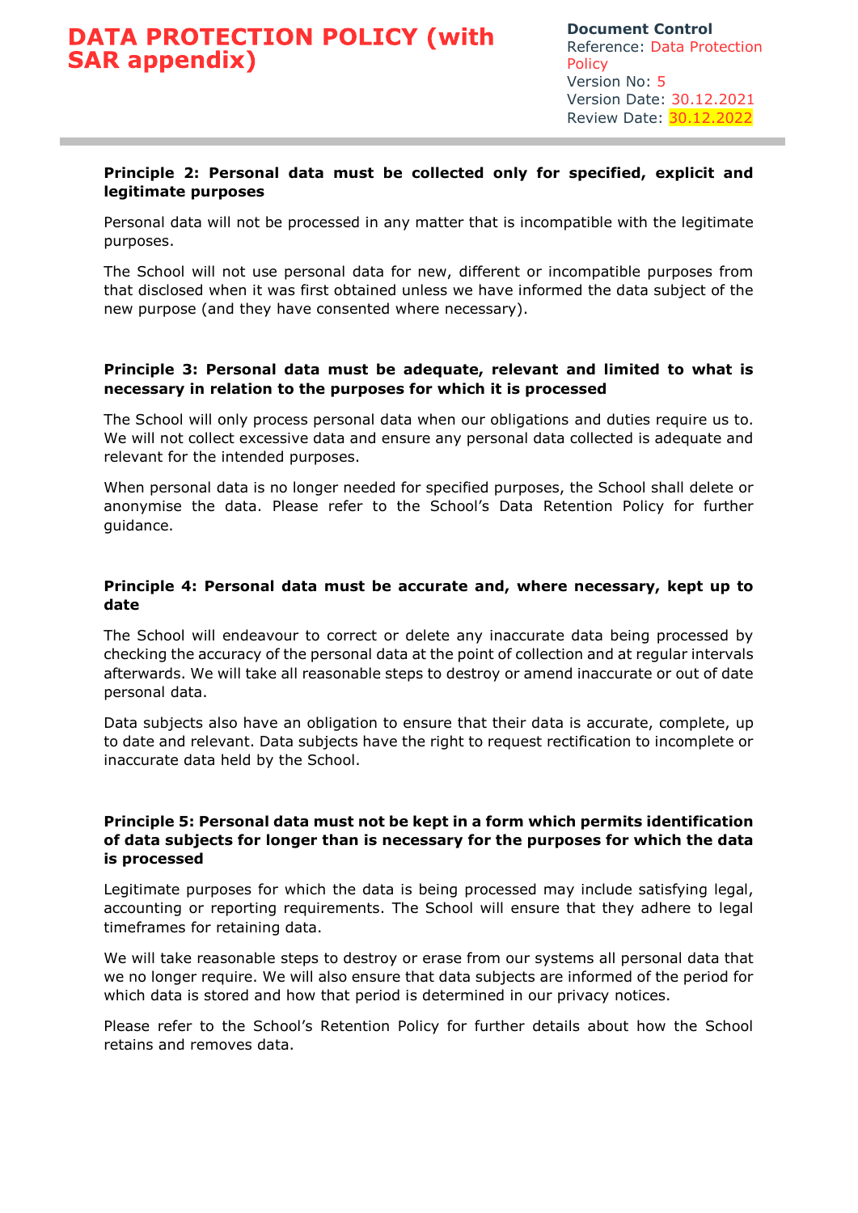**Principle 2: Personal data must be collected only for specified, explicit and legitimate purposes**

Personal data will not be processed in any matter that is incompatible with the legitimate purposes.

The School will not use personal data for new, different or incompatible purposes from that disclosed when it was first obtained unless we have informed the data subject of the new purpose (and they have consented where necessary).

**Principle 3: Personal data must be adequate, relevant and limited to what is necessary in relation to the purposes for which it is processed**

The School will only process personal data when our obligations and duties require us to. We will not collect excessive data and ensure any personal data collected is adequate and relevant for the intended purposes.

When personal data is no longer needed for specified purposes, the School shall delete or anonymise the data. Please refer to the School's Data Retention Policy for further guidance.

**Principle 4: Personal data must be accurate and, where necessary, kept up to date**

The School will endeavour to correct or delete any inaccurate data being processed by checking the accuracy of the personal data at the point of collection and at regular intervals afterwards. We will take all reasonable steps to destroy or amend inaccurate or out of date personal data.

Data subjects also have an obligation to ensure that their data is accurate, complete, up to date and relevant. Data subjects have the right to request rectification to incomplete or inaccurate data held by the School.

**Principle 5: Personal data must not be kept in a form which permits identification of data subjects for longer than is necessary for the purposes for which the data is processed**

Legitimate purposes for which the data is being processed may include satisfying legal, accounting or reporting requirements. The School will ensure that they adhere to legal timeframes for retaining data.

We will take reasonable steps to destroy or erase from our systems all personal data that we no longer require. We will also ensure that data subjects are informed of the period for which data is stored and how that period is determined in our privacy notices.

Please refer to the School's Retention Policy for further details about how the School retains and removes data.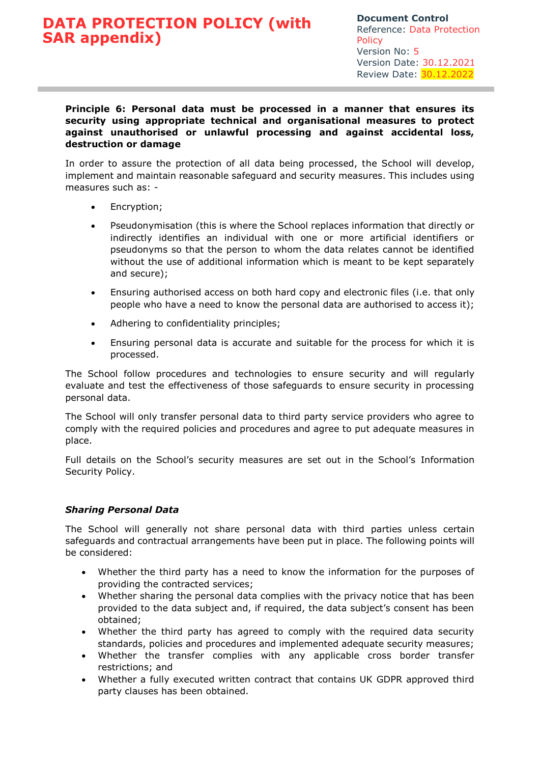**Principle 6: Personal data must be processed in a manner that ensures its security using appropriate technical and organisational measures to protect against unauthorised or unlawful processing and against accidental loss, destruction or damage**

In order to assure the protection of all data being processed, the School will develop, implement and maintain reasonable safeguard and security measures. This includes using measures such as: -

- Encryption;
- Pseudonymisation (this is where the School replaces information that directly or indirectly identifies an individual with one or more artificial identifiers or pseudonyms so that the person to whom the data relates cannot be identified without the use of additional information which is meant to be kept separately and secure);
- Ensuring authorised access on both hard copy and electronic files (i.e. that only people who have a need to know the personal data are authorised to access it);
- Adhering to confidentiality principles;
- Ensuring personal data is accurate and suitable for the process for which it is processed.

The School follow procedures and technologies to ensure security and will regularly evaluate and test the effectiveness of those safeguards to ensure security in processing personal data.

The School will only transfer personal data to third party service providers who agree to comply with the required policies and procedures and agree to put adequate measures in place.

Full details on the School's security measures are set out in the School's Information Security Policy.

### *Sharing Personal Data*

The School will generally not share personal data with third parties unless certain safeguards and contractual arrangements have been put in place. The following points will be considered:

- Whether the third party has a need to know the information for the purposes of providing the contracted services;
- Whether sharing the personal data complies with the privacy notice that has been provided to the data subject and, if required, the data subject's consent has been obtained;
- Whether the third party has agreed to comply with the required data security standards, policies and procedures and implemented adequate security measures;
- Whether the transfer complies with any applicable cross border transfer restrictions; and
- Whether a fully executed written contract that contains UK GDPR approved third party clauses has been obtained.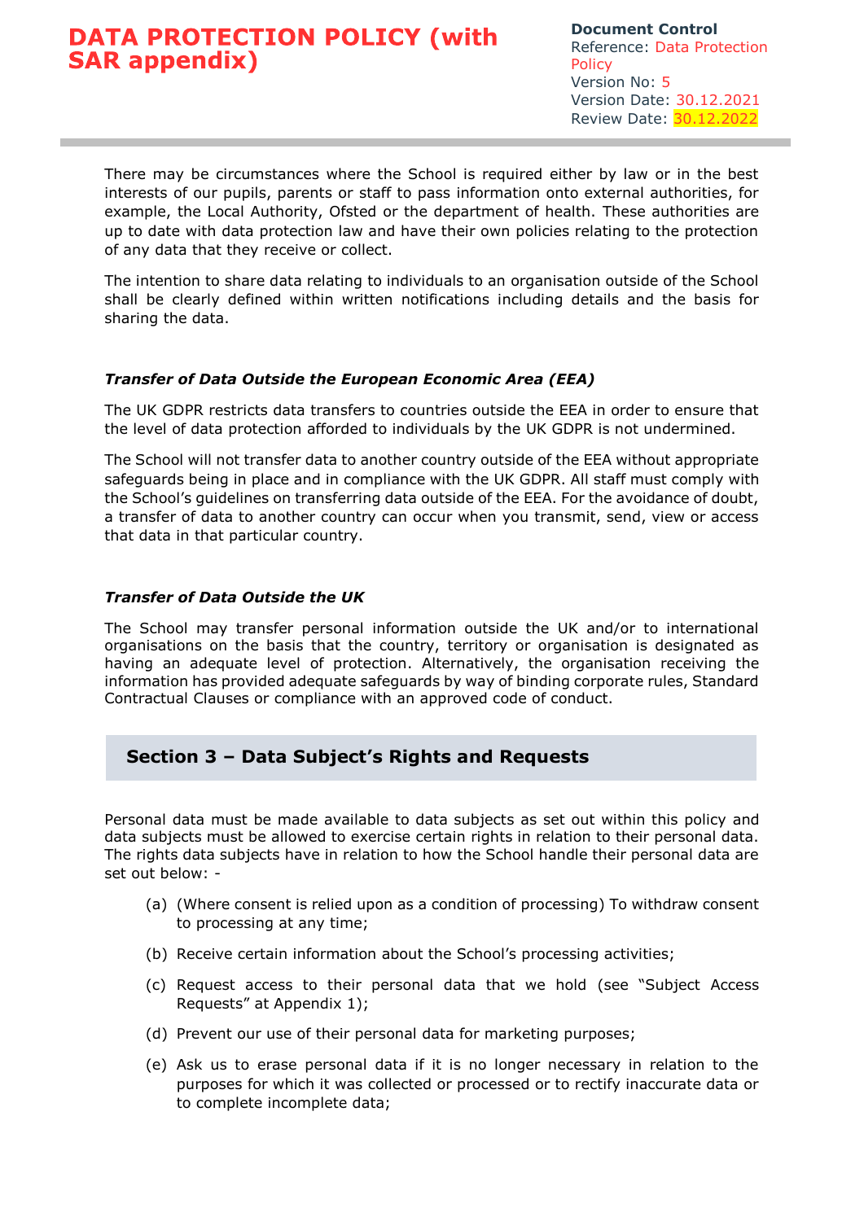There may be circumstances where the School is required either by law or in the best interests of our pupils, parents or staff to pass information onto external authorities, for example, the Local Authority, Ofsted or the department of health. These authorities are up to date with data protection law and have their own policies relating to the protection of any data that they receive or collect.

The intention to share data relating to individuals to an organisation outside of the School shall be clearly defined within written notifications including details and the basis for sharing the data.

### *Transfer of Data Outside the European Economic Area (EEA)*

The UK GDPR restricts data transfers to countries outside the EEA in order to ensure that the level of data protection afforded to individuals by the UK GDPR is not undermined.

The School will not transfer data to another country outside of the EEA without appropriate safeguards being in place and in compliance with the UK GDPR. All staff must comply with the School's guidelines on transferring data outside of the EEA. For the avoidance of doubt, a transfer of data to another country can occur when you transmit, send, view or access that data in that particular country.

### *Transfer of Data Outside the UK*

The School may transfer personal information outside the UK and/or to international organisations on the basis that the country, territory or organisation is designated as having an adequate level of protection. Alternatively, the organisation receiving the information has provided adequate safeguards by way of binding corporate rules, Standard Contractual Clauses or compliance with an approved code of conduct.

## Section 3 – Data Subject's Rights and Requests

Personal data must be made available to data subjects as set out within this policy and data subjects must be allowed to exercise certain rights in relation to their personal data. The rights data subjects have in relation to how the School handle their personal data are set out below: -

(a) (Where consent is relied upon as a condition of processing) To withdraw consent to processing at any time;

(b) Receive certain information about the School's processing activities;

(c) Request access to their personal data that we hold (see "Subject Access Requests" at Appendix 1);

(d) Prevent our use of their personal data for marketing purposes;

(e) Ask us to erase personal data if it is no longer necessary in relation to the purposes for which it was collected or processed or to rectify inaccurate data or to complete incomplete data;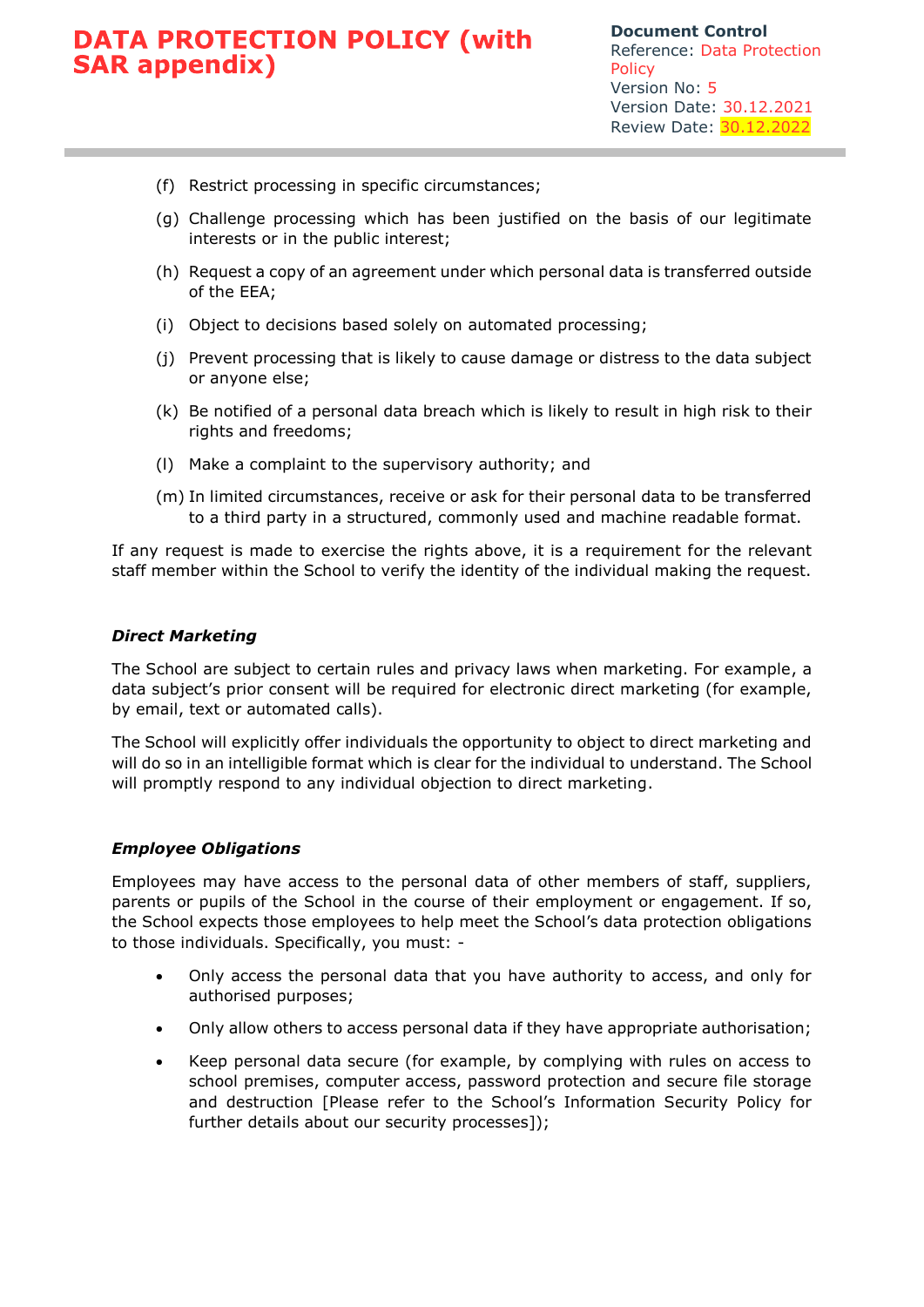(f) Restrict processing in specific circumstances;

(g) Challenge processing which has been justified on the basis of our legitimate interests or in the public interest;

(h) Request a copy of an agreement under which personal data is transferred outside of the EEA;

(i) Object to decisions based solely on automated processing;

(j) Prevent processing that is likely to cause damage or distress to the data subject or anyone else;

(k) Be notified of a personal data breach which is likely to result in high risk to their rights and freedoms;

(l) Make a complaint to the supervisory authority; and

(m) In limited circumstances, receive or ask for their personal data to be transferred to a third party in a structured, commonly used and machine readable format.

If any request is made to exercise the rights above, it is a requirement for the relevant staff member within the School to verify the identity of the individual making the request.

### *Direct Marketing*

The School are subject to certain rules and privacy laws when marketing. For example, a data subject's prior consent will be required for electronic direct marketing (for example, by email, text or automated calls).

The School will explicitly offer individuals the opportunity to object to direct marketing and will do so in an intelligible format which is clear for the individual to understand. The School will promptly respond to any individual objection to direct marketing.

### *Employee Obligations*

Employees may have access to the personal data of other members of staff, suppliers, parents or pupils of the School in the course of their employment or engagement. If so, the School expects those employees to help meet the School's data protection obligations to those individuals. Specifically, you must: -

- Only access the personal data that you have authority to access, and only for authorised purposes;
- Only allow others to access personal data if they have appropriate authorisation;
- Keep personal data secure (for example, by complying with rules on access to school premises, computer access, password protection and secure file storage and destruction [Please refer to the School's Information Security Policy for further details about our security processes]);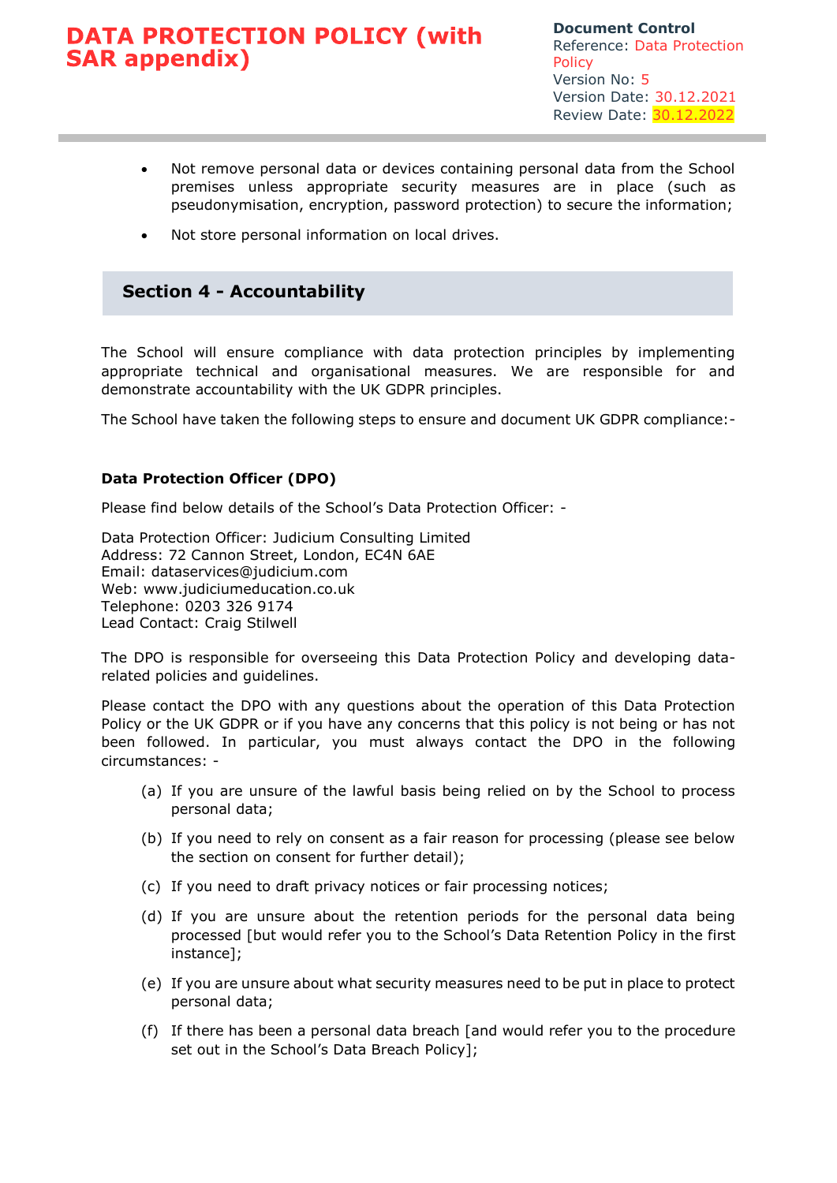- Not remove personal data or devices containing personal data from the School premises unless appropriate security measures are in place (such as pseudonymisation, encryption, password protection) to secure the information;
- Not store personal information on local drives.

## Section 4 - Accountability

The School will ensure compliance with data protection principles by implementing appropriate technical and organisational measures. We are responsible for and demonstrate accountability with the UK GDPR principles.

The School have taken the following steps to ensure and document UK GDPR compliance:-

### Data Protection Officer (DPO)

Please find below details of the School's Data Protection Officer: -

Data Protection Officer: Judicium Consulting Limited
Address: 72 Cannon Street, London, EC4N 6AE
Email: dataservices@judicium.com
Web: www.judiciumeducation.co.uk
Telephone: 0203 326 9174
Lead Contact: Craig Stilwell

The DPO is responsible for overseeing this Data Protection Policy and developing data-related policies and guidelines.

Please contact the DPO with any questions about the operation of this Data Protection Policy or the UK GDPR or if you have any concerns that this policy is not being or has not been followed. In particular, you must always contact the DPO in the following circumstances: -

(a) If you are unsure of the lawful basis being relied on by the School to process personal data;

(b) If you need to rely on consent as a fair reason for processing (please see below the section on consent for further detail);

(c) If you need to draft privacy notices or fair processing notices;

(d) If you are unsure about the retention periods for the personal data being processed [but would refer you to the School's Data Retention Policy in the first instance];

(e) If you are unsure about what security measures need to be put in place to protect personal data;

(f) If there has been a personal data breach [and would refer you to the procedure set out in the School's Data Breach Policy];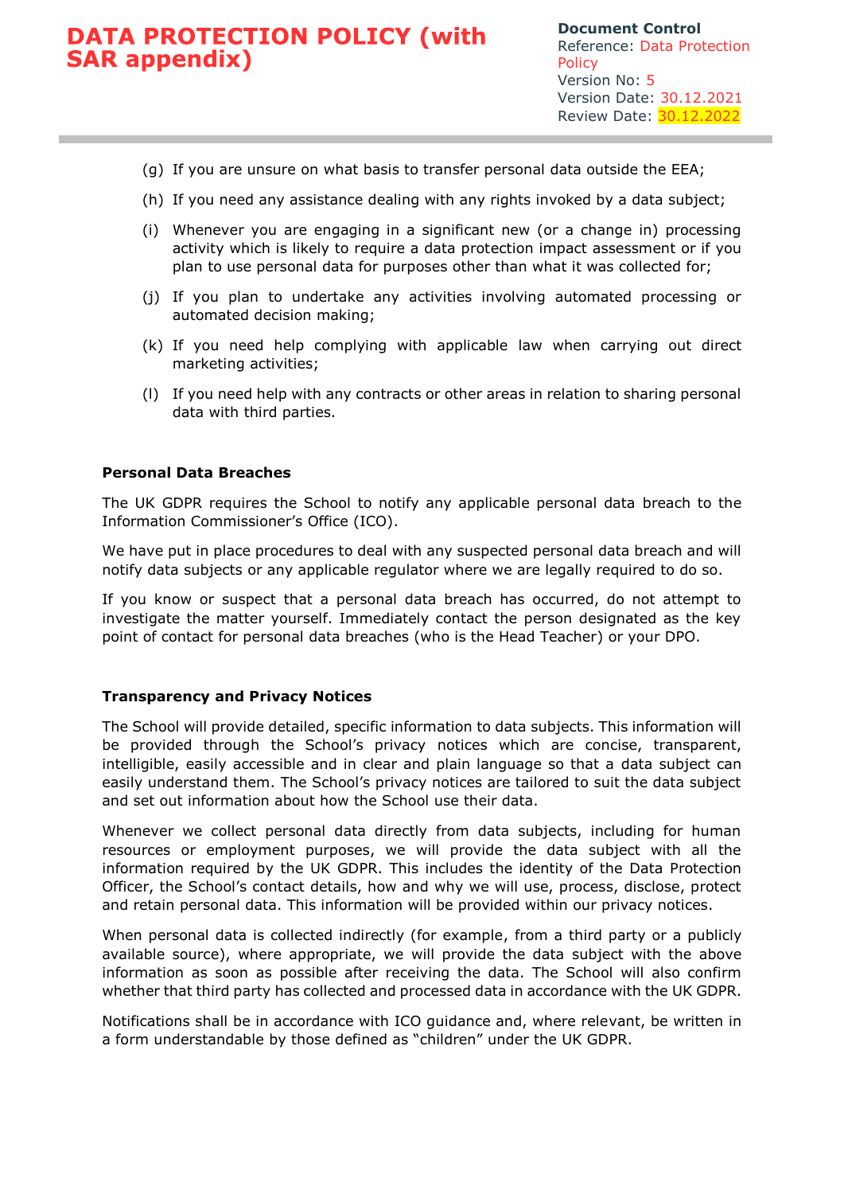(g) If you are unsure on what basis to transfer personal data outside the EEA;

(h) If you need any assistance dealing with any rights invoked by a data subject;

(i) Whenever you are engaging in a significant new (or a change in) processing activity which is likely to require a data protection impact assessment or if you plan to use personal data for purposes other than what it was collected for;

(j) If you plan to undertake any activities involving automated processing or automated decision making;

(k) If you need help complying with applicable law when carrying out direct marketing activities;

(l) If you need help with any contracts or other areas in relation to sharing personal data with third parties.

**Personal Data Breaches**

The UK GDPR requires the School to notify any applicable personal data breach to the Information Commissioner's Office (ICO).

We have put in place procedures to deal with any suspected personal data breach and will notify data subjects or any applicable regulator where we are legally required to do so.

If you know or suspect that a personal data breach has occurred, do not attempt to investigate the matter yourself. Immediately contact the person designated as the key point of contact for personal data breaches (who is the Head Teacher) or your DPO.

**Transparency and Privacy Notices**

The School will provide detailed, specific information to data subjects. This information will be provided through the School's privacy notices which are concise, transparent, intelligible, easily accessible and in clear and plain language so that a data subject can easily understand them. The School's privacy notices are tailored to suit the data subject and set out information about how the School use their data.

Whenever we collect personal data directly from data subjects, including for human resources or employment purposes, we will provide the data subject with all the information required by the UK GDPR. This includes the identity of the Data Protection Officer, the School's contact details, how and why we will use, process, disclose, protect and retain personal data. This information will be provided within our privacy notices.

When personal data is collected indirectly (for example, from a third party or a publicly available source), where appropriate, we will provide the data subject with the above information as soon as possible after receiving the data. The School will also confirm whether that third party has collected and processed data in accordance with the UK GDPR.

Notifications shall be in accordance with ICO guidance and, where relevant, be written in a form understandable by those defined as "children" under the UK GDPR.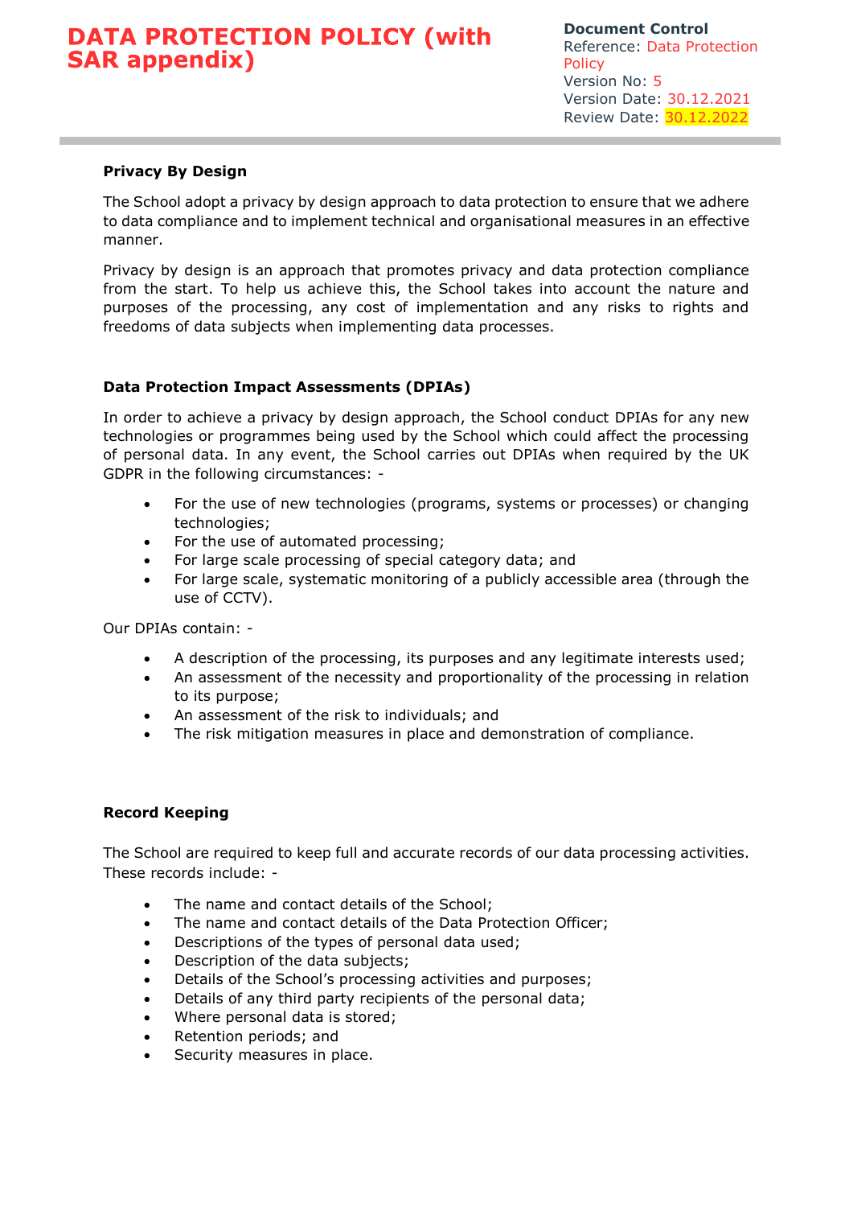### Privacy By Design

The School adopt a privacy by design approach to data protection to ensure that we adhere to data compliance and to implement technical and organisational measures in an effective manner.

Privacy by design is an approach that promotes privacy and data protection compliance from the start. To help us achieve this, the School takes into account the nature and purposes of the processing, any cost of implementation and any risks to rights and freedoms of data subjects when implementing data processes.

### Data Protection Impact Assessments (DPIAs)

In order to achieve a privacy by design approach, the School conduct DPIAs for any new technologies or programmes being used by the School which could affect the processing of personal data. In any event, the School carries out DPIAs when required by the UK GDPR in the following circumstances: -

- For the use of new technologies (programs, systems or processes) or changing technologies;
- For the use of automated processing;
- For large scale processing of special category data; and
- For large scale, systematic monitoring of a publicly accessible area (through the use of CCTV).

Our DPIAs contain: -

- A description of the processing, its purposes and any legitimate interests used;
- An assessment of the necessity and proportionality of the processing in relation to its purpose;
- An assessment of the risk to individuals; and
- The risk mitigation measures in place and demonstration of compliance.

### Record Keeping

The School are required to keep full and accurate records of our data processing activities. These records include: -

- The name and contact details of the School;
- The name and contact details of the Data Protection Officer;
- Descriptions of the types of personal data used;
- Description of the data subjects;
- Details of the School's processing activities and purposes;
- Details of any third party recipients of the personal data;
- Where personal data is stored;
- Retention periods; and
- Security measures in place.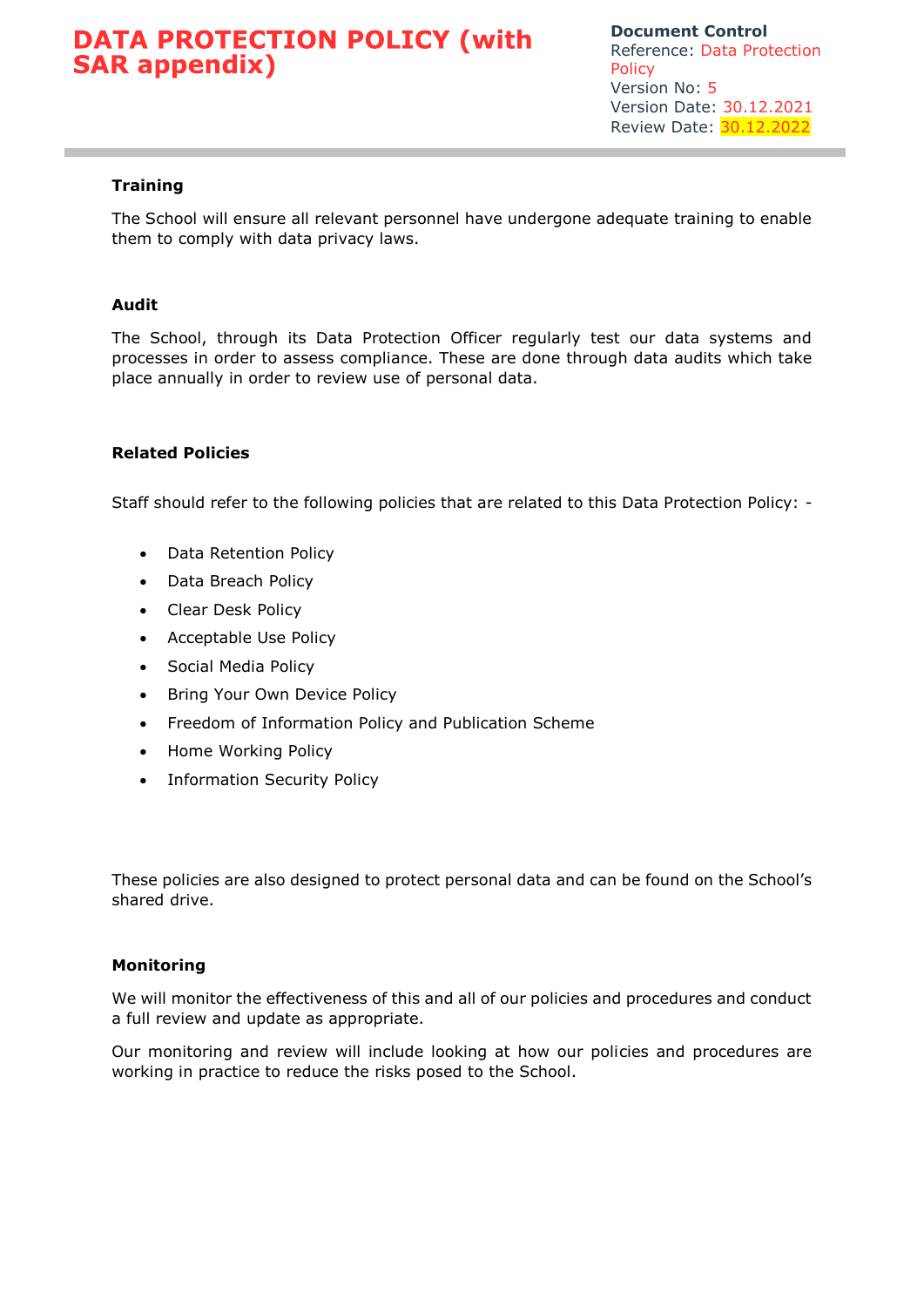### Training

The School will ensure all relevant personnel have undergone adequate training to enable them to comply with data privacy laws.

### Audit

The School, through its Data Protection Officer regularly test our data systems and processes in order to assess compliance. These are done through data audits which take place annually in order to review use of personal data.

### Related Policies

Staff should refer to the following policies that are related to this Data Protection Policy: -

- Data Retention Policy
- Data Breach Policy
- Clear Desk Policy
- Acceptable Use Policy
- Social Media Policy
- Bring Your Own Device Policy
- Freedom of Information Policy and Publication Scheme
- Home Working Policy
- Information Security Policy

These policies are also designed to protect personal data and can be found on the School's shared drive.

### Monitoring

We will monitor the effectiveness of this and all of our policies and procedures and conduct a full review and update as appropriate.

Our monitoring and review will include looking at how our policies and procedures are working in practice to reduce the risks posed to the School.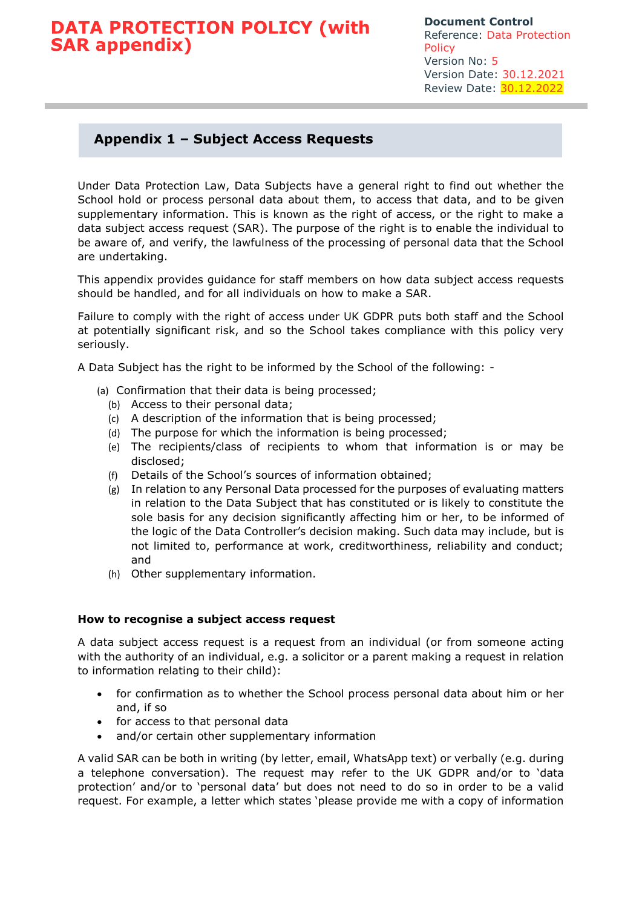## Appendix 1 – Subject Access Requests

Under Data Protection Law, Data Subjects have a general right to find out whether the School hold or process personal data about them, to access that data, and to be given supplementary information. This is known as the right of access, or the right to make a data subject access request (SAR). The purpose of the right is to enable the individual to be aware of, and verify, the lawfulness of the processing of personal data that the School are undertaking.

This appendix provides guidance for staff members on how data subject access requests should be handled, and for all individuals on how to make a SAR.

Failure to comply with the right of access under UK GDPR puts both staff and the School at potentially significant risk, and so the School takes compliance with this policy very seriously.

A Data Subject has the right to be informed by the School of the following: -

(a) Confirmation that their data is being processed;
(b) Access to their personal data;
(c) A description of the information that is being processed;
(d) The purpose for which the information is being processed;
(e) The recipients/class of recipients to whom that information is or may be disclosed;
(f) Details of the School's sources of information obtained;
(g) In relation to any Personal Data processed for the purposes of evaluating matters in relation to the Data Subject that has constituted or is likely to constitute the sole basis for any decision significantly affecting him or her, to be informed of the logic of the Data Controller's decision making. Such data may include, but is not limited to, performance at work, creditworthiness, reliability and conduct; and
(h) Other supplementary information.

**How to recognise a subject access request**

A data subject access request is a request from an individual (or from someone acting with the authority of an individual, e.g. a solicitor or a parent making a request in relation to information relating to their child):

- for confirmation as to whether the School process personal data about him or her and, if so
- for access to that personal data
- and/or certain other supplementary information

A valid SAR can be both in writing (by letter, email, WhatsApp text) or verbally (e.g. during a telephone conversation). The request may refer to the UK GDPR and/or to 'data protection' and/or to 'personal data' but does not need to do so in order to be a valid request. For example, a letter which states 'please provide me with a copy of information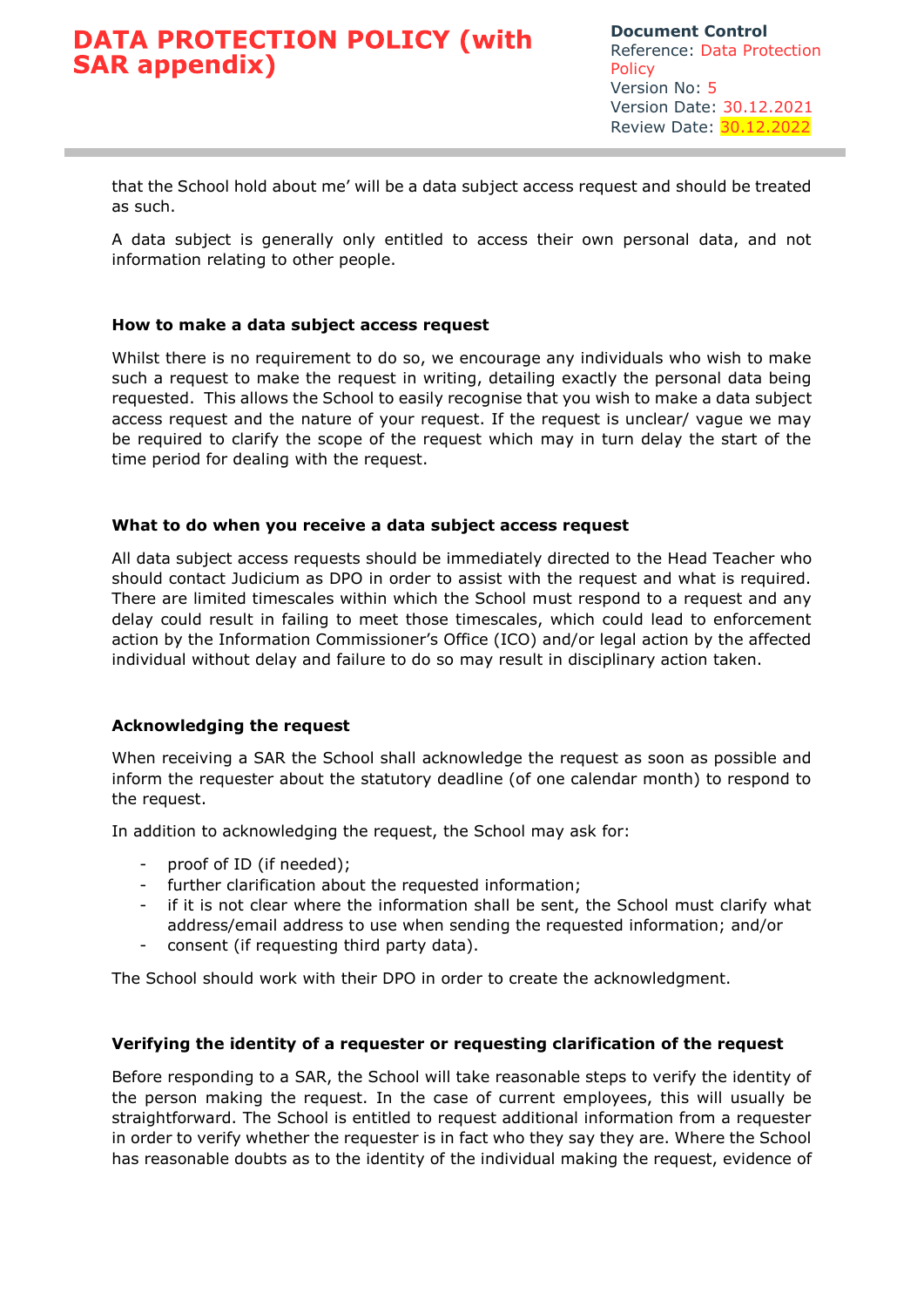that the School hold about me' will be a data subject access request and should be treated as such.

A data subject is generally only entitled to access their own personal data, and not information relating to other people.

### How to make a data subject access request

Whilst there is no requirement to do so, we encourage any individuals who wish to make such a request to make the request in writing, detailing exactly the personal data being requested. This allows the School to easily recognise that you wish to make a data subject access request and the nature of your request. If the request is unclear/ vague we may be required to clarify the scope of the request which may in turn delay the start of the time period for dealing with the request.

### What to do when you receive a data subject access request

All data subject access requests should be immediately directed to the Head Teacher who should contact Judicium as DPO in order to assist with the request and what is required. There are limited timescales within which the School must respond to a request and any delay could result in failing to meet those timescales, which could lead to enforcement action by the Information Commissioner's Office (ICO) and/or legal action by the affected individual without delay and failure to do so may result in disciplinary action taken.

### Acknowledging the request

When receiving a SAR the School shall acknowledge the request as soon as possible and inform the requester about the statutory deadline (of one calendar month) to respond to the request.

In addition to acknowledging the request, the School may ask for:

- proof of ID (if needed);
- further clarification about the requested information;
- if it is not clear where the information shall be sent, the School must clarify what address/email address to use when sending the requested information; and/or
- consent (if requesting third party data).

The School should work with their DPO in order to create the acknowledgment.

### Verifying the identity of a requester or requesting clarification of the request

Before responding to a SAR, the School will take reasonable steps to verify the identity of the person making the request. In the case of current employees, this will usually be straightforward. The School is entitled to request additional information from a requester in order to verify whether the requester is in fact who they say they are. Where the School has reasonable doubts as to the identity of the individual making the request, evidence of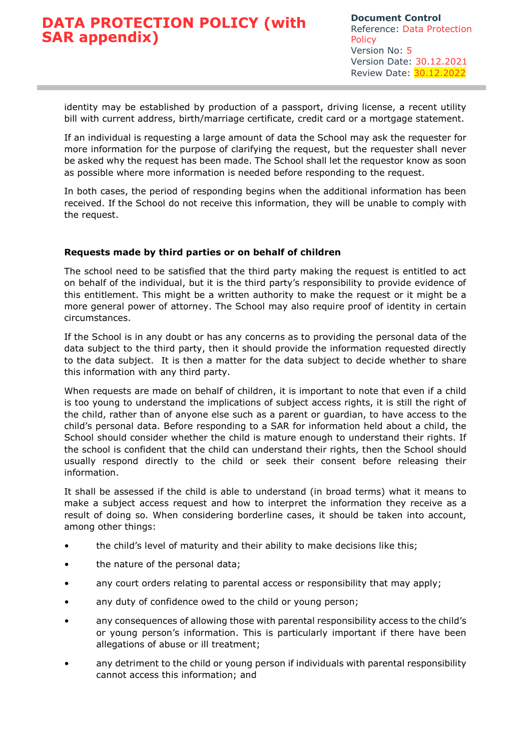identity may be established by production of a passport, driving license, a recent utility bill with current address, birth/marriage certificate, credit card or a mortgage statement.

If an individual is requesting a large amount of data the School may ask the requester for more information for the purpose of clarifying the request, but the requester shall never be asked why the request has been made. The School shall let the requestor know as soon as possible where more information is needed before responding to the request.

In both cases, the period of responding begins when the additional information has been received. If the School do not receive this information, they will be unable to comply with the request.

**Requests made by third parties or on behalf of children**

The school need to be satisfied that the third party making the request is entitled to act on behalf of the individual, but it is the third party's responsibility to provide evidence of this entitlement. This might be a written authority to make the request or it might be a more general power of attorney. The School may also require proof of identity in certain circumstances.

If the School is in any doubt or has any concerns as to providing the personal data of the data subject to the third party, then it should provide the information requested directly to the data subject. It is then a matter for the data subject to decide whether to share this information with any third party.

When requests are made on behalf of children, it is important to note that even if a child is too young to understand the implications of subject access rights, it is still the right of the child, rather than of anyone else such as a parent or guardian, to have access to the child's personal data. Before responding to a SAR for information held about a child, the School should consider whether the child is mature enough to understand their rights. If the school is confident that the child can understand their rights, then the School should usually respond directly to the child or seek their consent before releasing their information.

It shall be assessed if the child is able to understand (in broad terms) what it means to make a subject access request and how to interpret the information they receive as a result of doing so. When considering borderline cases, it should be taken into account, among other things:

- the child's level of maturity and their ability to make decisions like this;
- the nature of the personal data;
- any court orders relating to parental access or responsibility that may apply;
- any duty of confidence owed to the child or young person;
- any consequences of allowing those with parental responsibility access to the child's or young person's information. This is particularly important if there have been allegations of abuse or ill treatment;
- any detriment to the child or young person if individuals with parental responsibility cannot access this information; and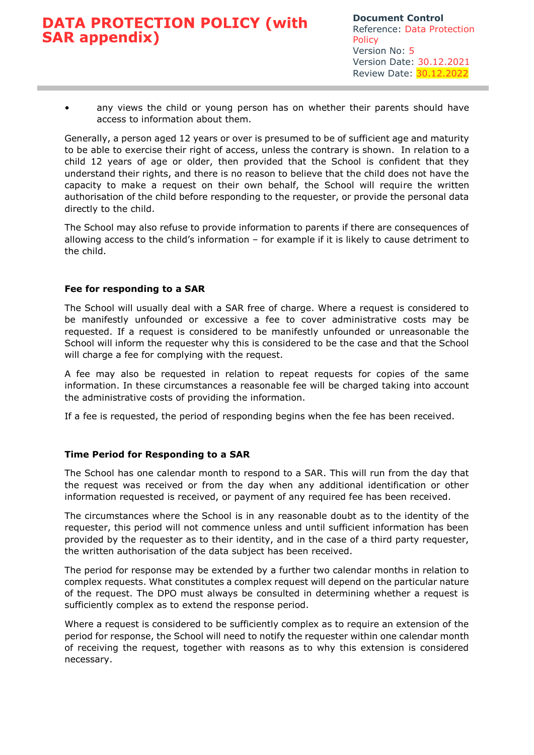- any views the child or young person has on whether their parents should have access to information about them.

Generally, a person aged 12 years or over is presumed to be of sufficient age and maturity to be able to exercise their right of access, unless the contrary is shown. In relation to a child 12 years of age or older, then provided that the School is confident that they understand their rights, and there is no reason to believe that the child does not have the capacity to make a request on their own behalf, the School will require the written authorisation of the child before responding to the requester, or provide the personal data directly to the child.

The School may also refuse to provide information to parents if there are consequences of allowing access to the child's information – for example if it is likely to cause detriment to the child.

### Fee for responding to a SAR

The School will usually deal with a SAR free of charge. Where a request is considered to be manifestly unfounded or excessive a fee to cover administrative costs may be requested. If a request is considered to be manifestly unfounded or unreasonable the School will inform the requester why this is considered to be the case and that the School will charge a fee for complying with the request.

A fee may also be requested in relation to repeat requests for copies of the same information. In these circumstances a reasonable fee will be charged taking into account the administrative costs of providing the information.

If a fee is requested, the period of responding begins when the fee has been received.

### Time Period for Responding to a SAR

The School has one calendar month to respond to a SAR. This will run from the day that the request was received or from the day when any additional identification or other information requested is received, or payment of any required fee has been received.

The circumstances where the School is in any reasonable doubt as to the identity of the requester, this period will not commence unless and until sufficient information has been provided by the requester as to their identity, and in the case of a third party requester, the written authorisation of the data subject has been received.

The period for response may be extended by a further two calendar months in relation to complex requests. What constitutes a complex request will depend on the particular nature of the request. The DPO must always be consulted in determining whether a request is sufficiently complex as to extend the response period.

Where a request is considered to be sufficiently complex as to require an extension of the period for response, the School will need to notify the requester within one calendar month of receiving the request, together with reasons as to why this extension is considered necessary.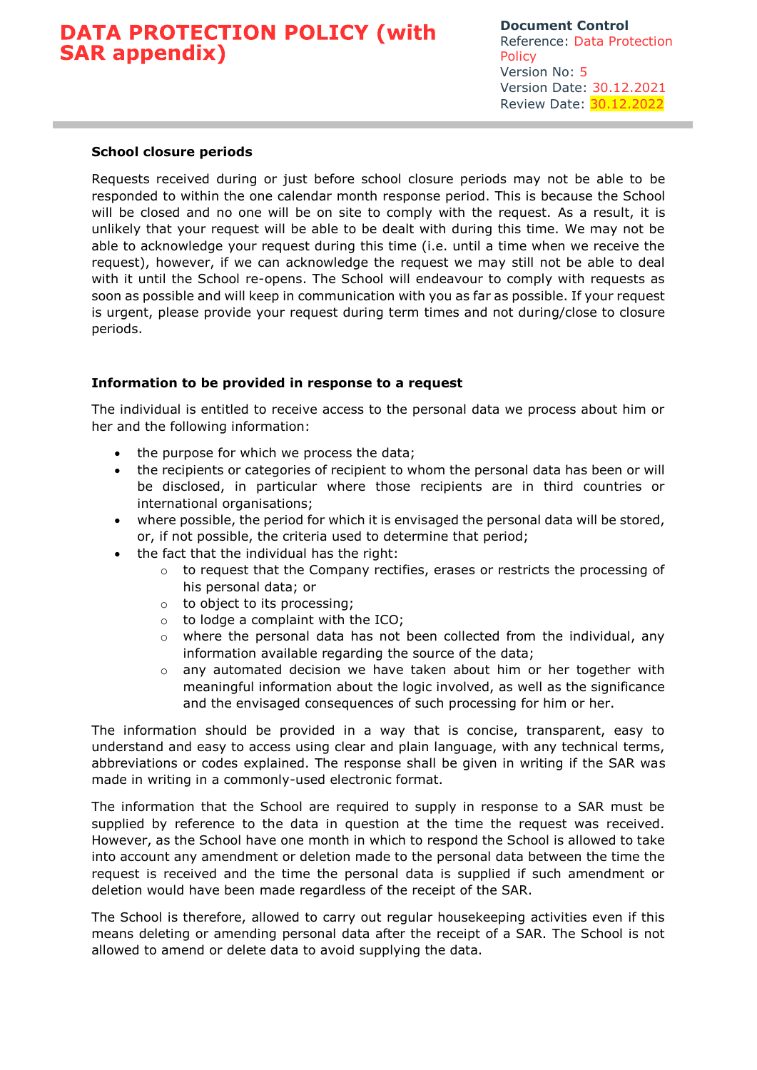### School closure periods

Requests received during or just before school closure periods may not be able to be responded to within the one calendar month response period. This is because the School will be closed and no one will be on site to comply with the request. As a result, it is unlikely that your request will be able to be dealt with during this time. We may not be able to acknowledge your request during this time (i.e. until a time when we receive the request), however, if we can acknowledge the request we may still not be able to deal with it until the School re-opens. The School will endeavour to comply with requests as soon as possible and will keep in communication with you as far as possible. If your request is urgent, please provide your request during term times and not during/close to closure periods.

### Information to be provided in response to a request

The individual is entitled to receive access to the personal data we process about him or her and the following information:

- the purpose for which we process the data;
- the recipients or categories of recipient to whom the personal data has been or will be disclosed, in particular where those recipients are in third countries or international organisations;
- where possible, the period for which it is envisaged the personal data will be stored, or, if not possible, the criteria used to determine that period;
- the fact that the individual has the right:
    - to request that the Company rectifies, erases or restricts the processing of his personal data; or
    - to object to its processing;
    - to lodge a complaint with the ICO;
    - where the personal data has not been collected from the individual, any information available regarding the source of the data;
    - any automated decision we have taken about him or her together with meaningful information about the logic involved, as well as the significance and the envisaged consequences of such processing for him or her.

The information should be provided in a way that is concise, transparent, easy to understand and easy to access using clear and plain language, with any technical terms, abbreviations or codes explained. The response shall be given in writing if the SAR was made in writing in a commonly-used electronic format.

The information that the School are required to supply in response to a SAR must be supplied by reference to the data in question at the time the request was received. However, as the School have one month in which to respond the School is allowed to take into account any amendment or deletion made to the personal data between the time the request is received and the time the personal data is supplied if such amendment or deletion would have been made regardless of the receipt of the SAR.

The School is therefore, allowed to carry out regular housekeeping activities even if this means deleting or amending personal data after the receipt of a SAR. The School is not allowed to amend or delete data to avoid supplying the data.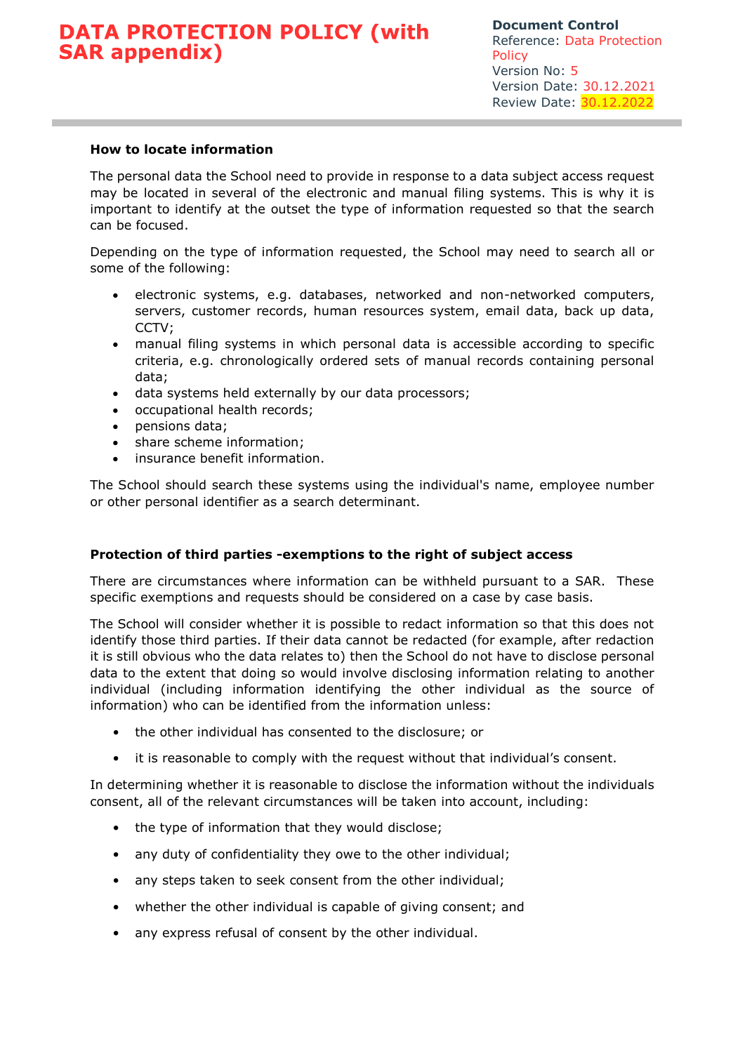### How to locate information

The personal data the School need to provide in response to a data subject access request may be located in several of the electronic and manual filing systems. This is why it is important to identify at the outset the type of information requested so that the search can be focused.

Depending on the type of information requested, the School may need to search all or some of the following:

- electronic systems, e.g. databases, networked and non-networked computers, servers, customer records, human resources system, email data, back up data, CCTV;
- manual filing systems in which personal data is accessible according to specific criteria, e.g. chronologically ordered sets of manual records containing personal data;
- data systems held externally by our data processors;
- occupational health records;
- pensions data;
- share scheme information;
- insurance benefit information.

The School should search these systems using the individual's name, employee number or other personal identifier as a search determinant.

### Protection of third parties -exemptions to the right of subject access

There are circumstances where information can be withheld pursuant to a SAR. These specific exemptions and requests should be considered on a case by case basis.

The School will consider whether it is possible to redact information so that this does not identify those third parties. If their data cannot be redacted (for example, after redaction it is still obvious who the data relates to) then the School do not have to disclose personal data to the extent that doing so would involve disclosing information relating to another individual (including information identifying the other individual as the source of information) who can be identified from the information unless:

- the other individual has consented to the disclosure; or
- it is reasonable to comply with the request without that individual's consent.

In determining whether it is reasonable to disclose the information without the individuals consent, all of the relevant circumstances will be taken into account, including:

- the type of information that they would disclose;
- any duty of confidentiality they owe to the other individual;
- any steps taken to seek consent from the other individual;
- whether the other individual is capable of giving consent; and
- any express refusal of consent by the other individual.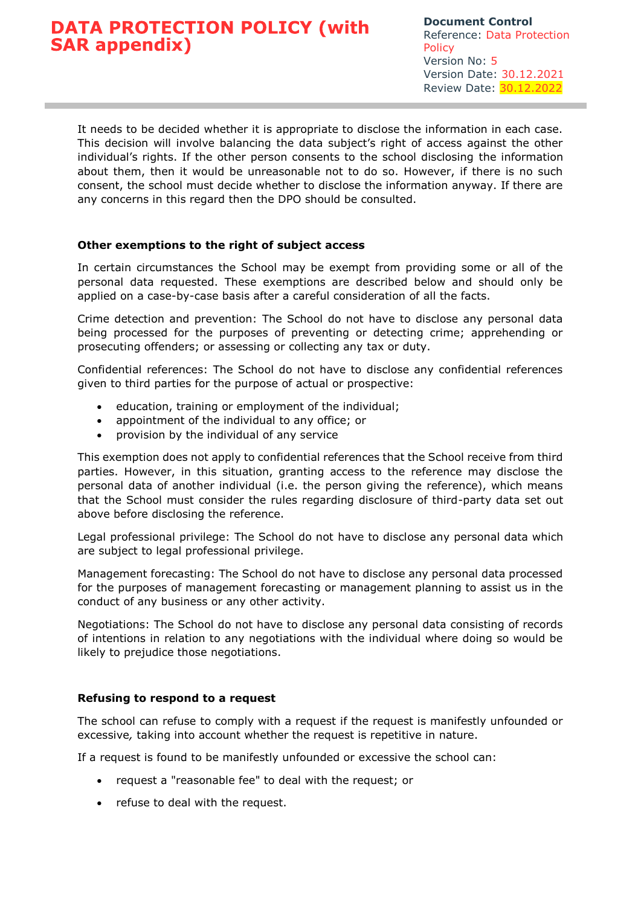It needs to be decided whether it is appropriate to disclose the information in each case. This decision will involve balancing the data subject's right of access against the other individual's rights. If the other person consents to the school disclosing the information about them, then it would be unreasonable not to do so. However, if there is no such consent, the school must decide whether to disclose the information anyway. If there are any concerns in this regard then the DPO should be consulted.

**Other exemptions to the right of subject access**

In certain circumstances the School may be exempt from providing some or all of the personal data requested. These exemptions are described below and should only be applied on a case-by-case basis after a careful consideration of all the facts.

Crime detection and prevention: The School do not have to disclose any personal data being processed for the purposes of preventing or detecting crime; apprehending or prosecuting offenders; or assessing or collecting any tax or duty.

Confidential references: The School do not have to disclose any confidential references given to third parties for the purpose of actual or prospective:

- education, training or employment of the individual;
- appointment of the individual to any office; or
- provision by the individual of any service

This exemption does not apply to confidential references that the School receive from third parties. However, in this situation, granting access to the reference may disclose the personal data of another individual (i.e. the person giving the reference), which means that the School must consider the rules regarding disclosure of third-party data set out above before disclosing the reference.

Legal professional privilege: The School do not have to disclose any personal data which are subject to legal professional privilege.

Management forecasting: The School do not have to disclose any personal data processed for the purposes of management forecasting or management planning to assist us in the conduct of any business or any other activity.

Negotiations: The School do not have to disclose any personal data consisting of records of intentions in relation to any negotiations with the individual where doing so would be likely to prejudice those negotiations.

**Refusing to respond to a request**

The school can refuse to comply with a request if the request is manifestly unfounded or excessive*,* taking into account whether the request is repetitive in nature.

If a request is found to be manifestly unfounded or excessive the school can:

- request a "reasonable fee" to deal with the request; or
- refuse to deal with the request.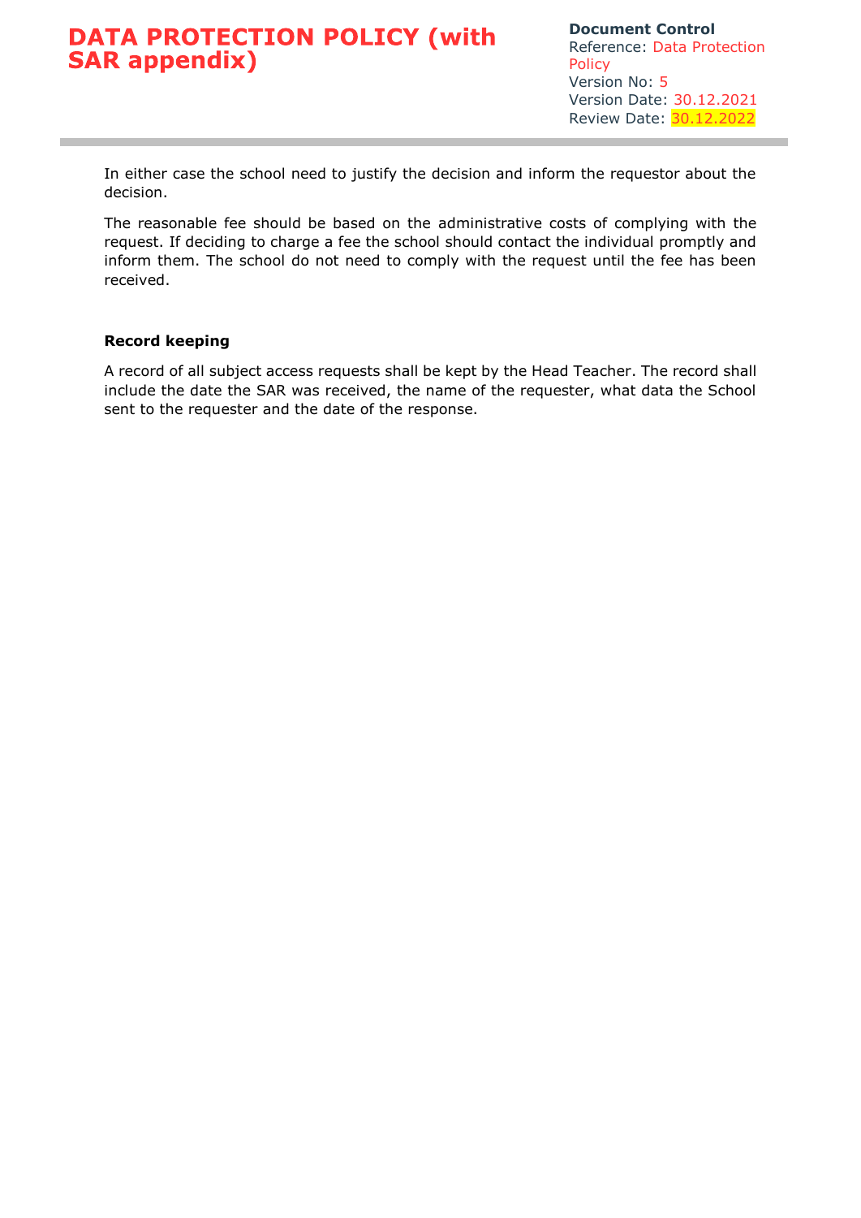In either case the school need to justify the decision and inform the requestor about the decision.

The reasonable fee should be based on the administrative costs of complying with the request. If deciding to charge a fee the school should contact the individual promptly and inform them. The school do not need to comply with the request until the fee has been received.

**Record keeping**

A record of all subject access requests shall be kept by the Head Teacher. The record shall include the date the SAR was received, the name of the requester, what data the School sent to the requester and the date of the response.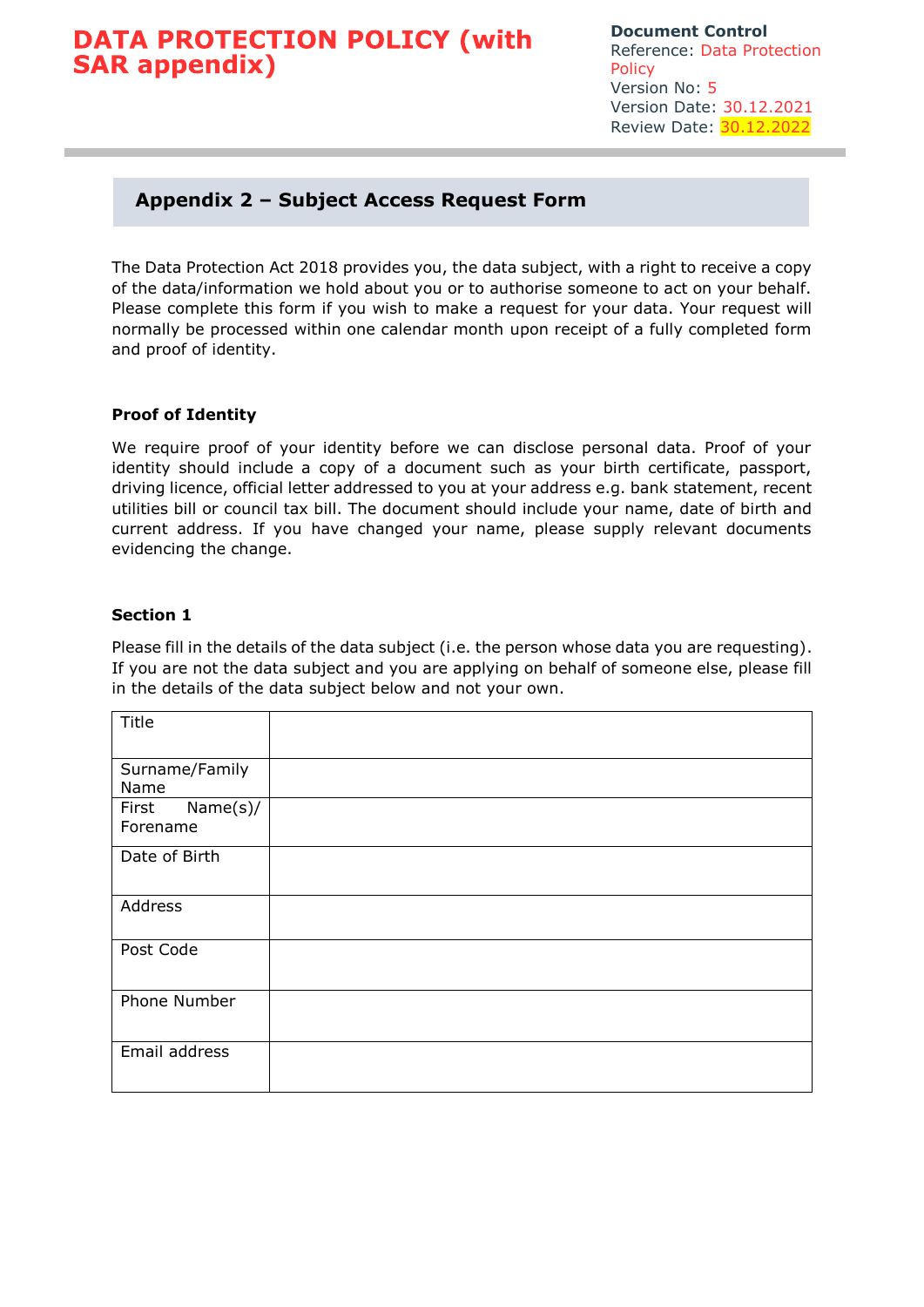## Appendix 2 – Subject Access Request Form

The Data Protection Act 2018 provides you, the data subject, with a right to receive a copy of the data/information we hold about you or to authorise someone to act on your behalf. Please complete this form if you wish to make a request for your data. Your request will normally be processed within one calendar month upon receipt of a fully completed form and proof of identity.

**Proof of Identity**

We require proof of your identity before we can disclose personal data. Proof of your identity should include a copy of a document such as your birth certificate, passport, driving licence, official letter addressed to you at your address e.g. bank statement, recent utilities bill or council tax bill. The document should include your name, date of birth and current address. If you have changed your name, please supply relevant documents evidencing the change.

**Section 1**

Please fill in the details of the data subject (i.e. the person whose data you are requesting). If you are not the data subject and you are applying on behalf of someone else, please fill in the details of the data subject below and not your own.

| Title | |
|---|---|
| Surname/Family Name | |
| First Name(s)/ Forename | |
| Date of Birth | |
| Address | |
| Post Code | |
| Phone Number | |
| Email address | |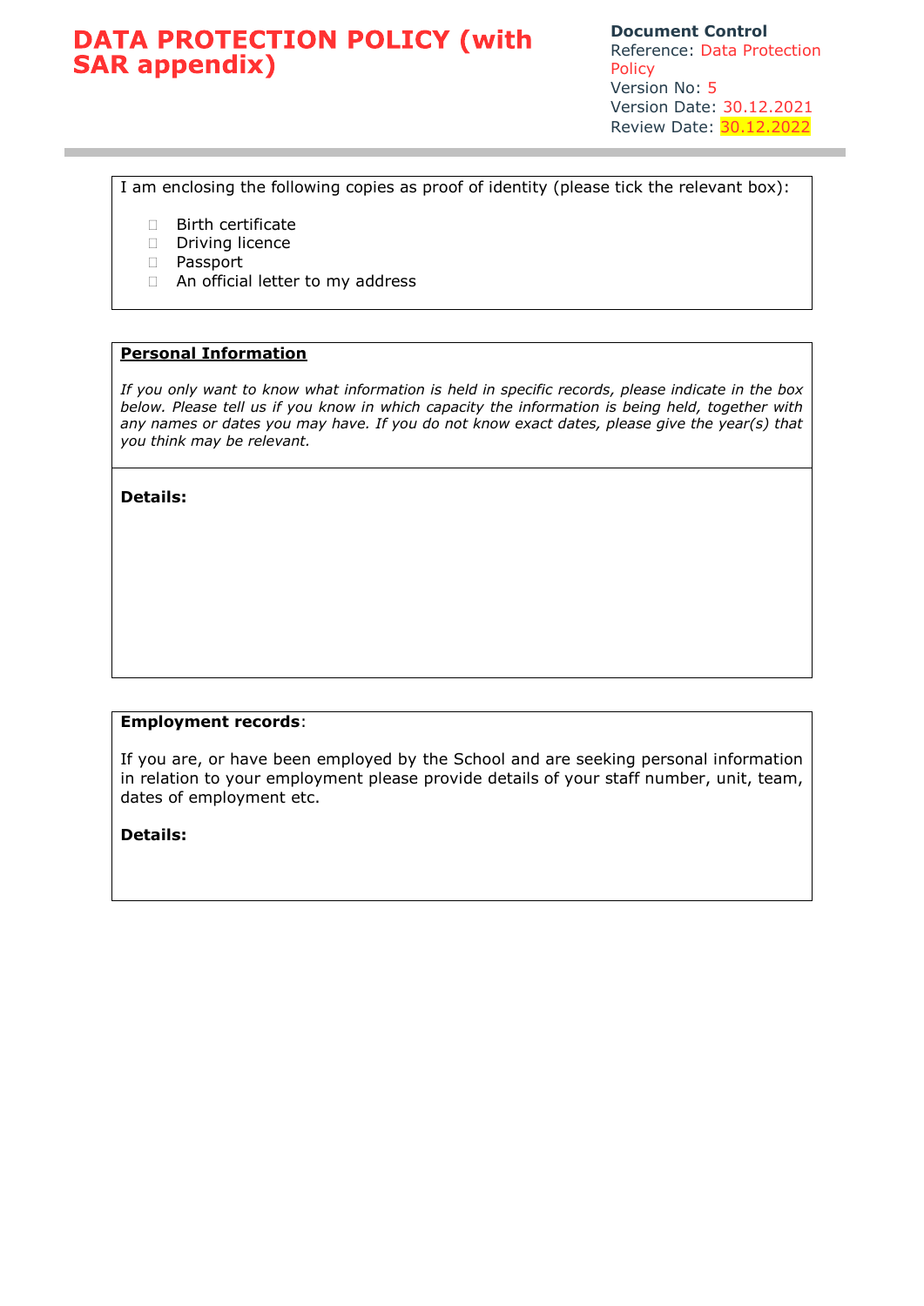I am enclosing the following copies as proof of identity (please tick the relevant box):

- ☐ Birth certificate
- ☐ Driving licence
- ☐ Passport
- ☐ An official letter to my address

**Personal Information**

*If you only want to know what information is held in specific records, please indicate in the box below. Please tell us if you know in which capacity the information is being held, together with any names or dates you may have. If you do not know exact dates, please give the year(s) that you think may be relevant.*

**Details:**

**Employment records**:

If you are, or have been employed by the School and are seeking personal information in relation to your employment please provide details of your staff number, unit, team, dates of employment etc.

**Details:**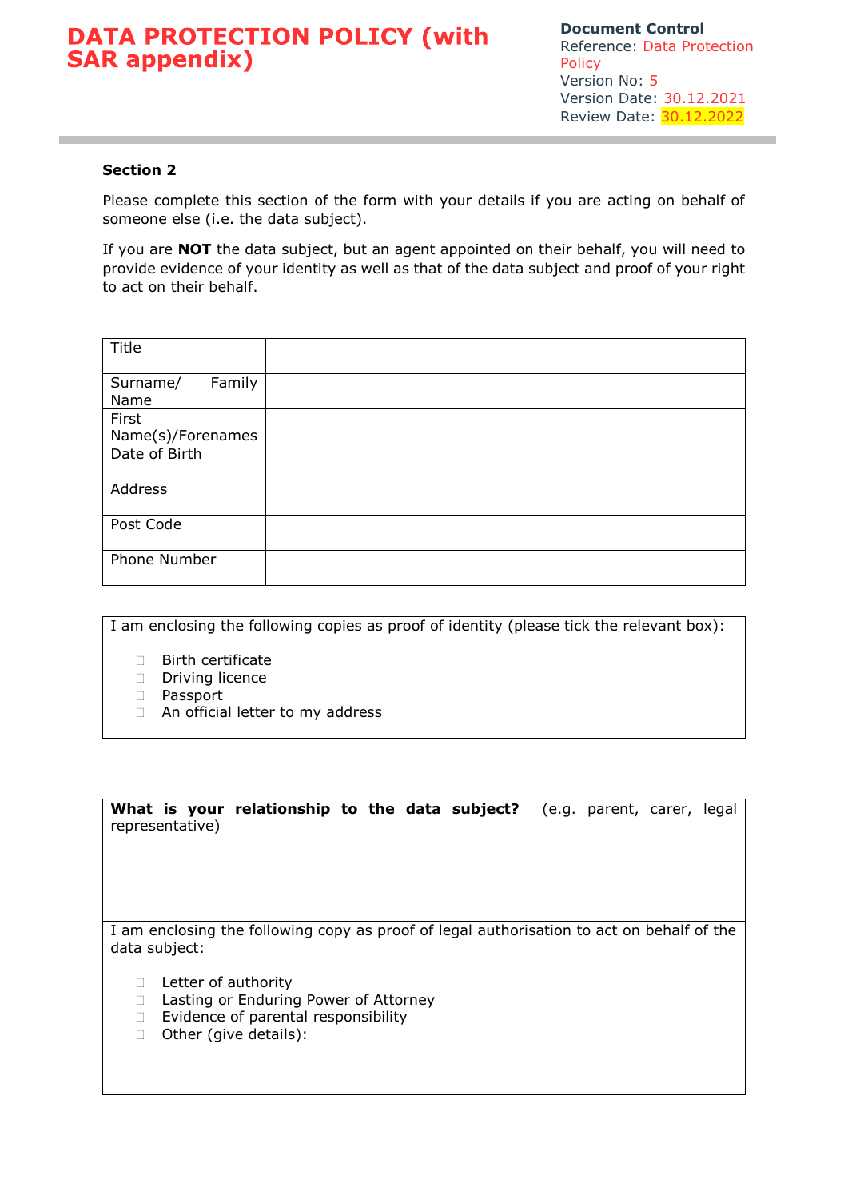**Section 2**

Please complete this section of the form with your details if you are acting on behalf of someone else (i.e. the data subject).

If you are **NOT** the data subject, but an agent appointed on their behalf, you will need to provide evidence of your identity as well as that of the data subject and proof of your right to act on their behalf.

| | |
|---|---|
| Title | |
| Surname/ Family Name | |
| First Name(s)/Forenames | |
| Date of Birth | |
| Address | |
| Post Code | |
| Phone Number | |

I am enclosing the following copies as proof of identity (please tick the relevant box):

- ☐ Birth certificate
- ☐ Driving licence
- ☐ Passport
- ☐ An official letter to my address

**What is your relationship to the data subject?** (e.g. parent, carer, legal representative)

I am enclosing the following copy as proof of legal authorisation to act on behalf of the data subject:

- ☐ Letter of authority
- ☐ Lasting or Enduring Power of Attorney
- ☐ Evidence of parental responsibility
- ☐ Other (give details):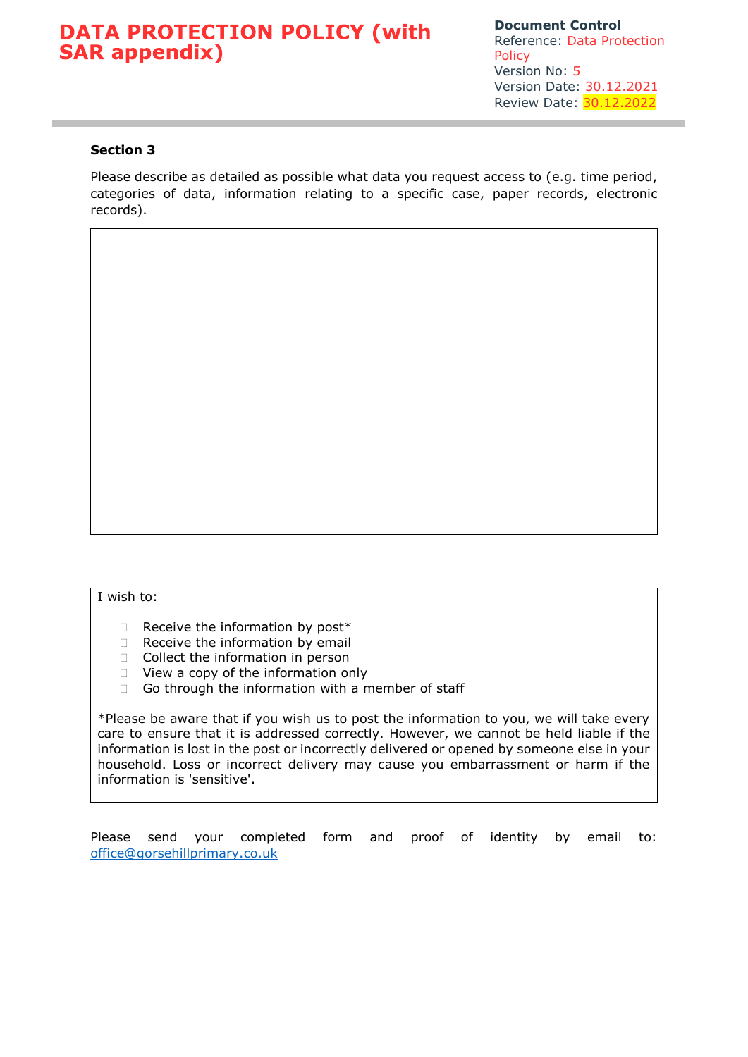**Section 3**

Please describe as detailed as possible what data you request access to (e.g. time period, categories of data, information relating to a specific case, paper records, electronic records).

| |
|---|
| |

I wish to:

- ☐ Receive the information by post*
- ☐ Receive the information by email
- ☐ Collect the information in person
- ☐ View a copy of the information only
- ☐ Go through the information with a member of staff

*Please be aware that if you wish us to post the information to you, we will take every care to ensure that it is addressed correctly. However, we cannot be held liable if the information is lost in the post or incorrectly delivered or opened by someone else in your household. Loss or incorrect delivery may cause you embarrassment or harm if the information is 'sensitive'.

Please send your completed form and proof of identity by email to: [office@gorsehillprimary.co.uk](mailto:office@gorsehillprimary.co.uk)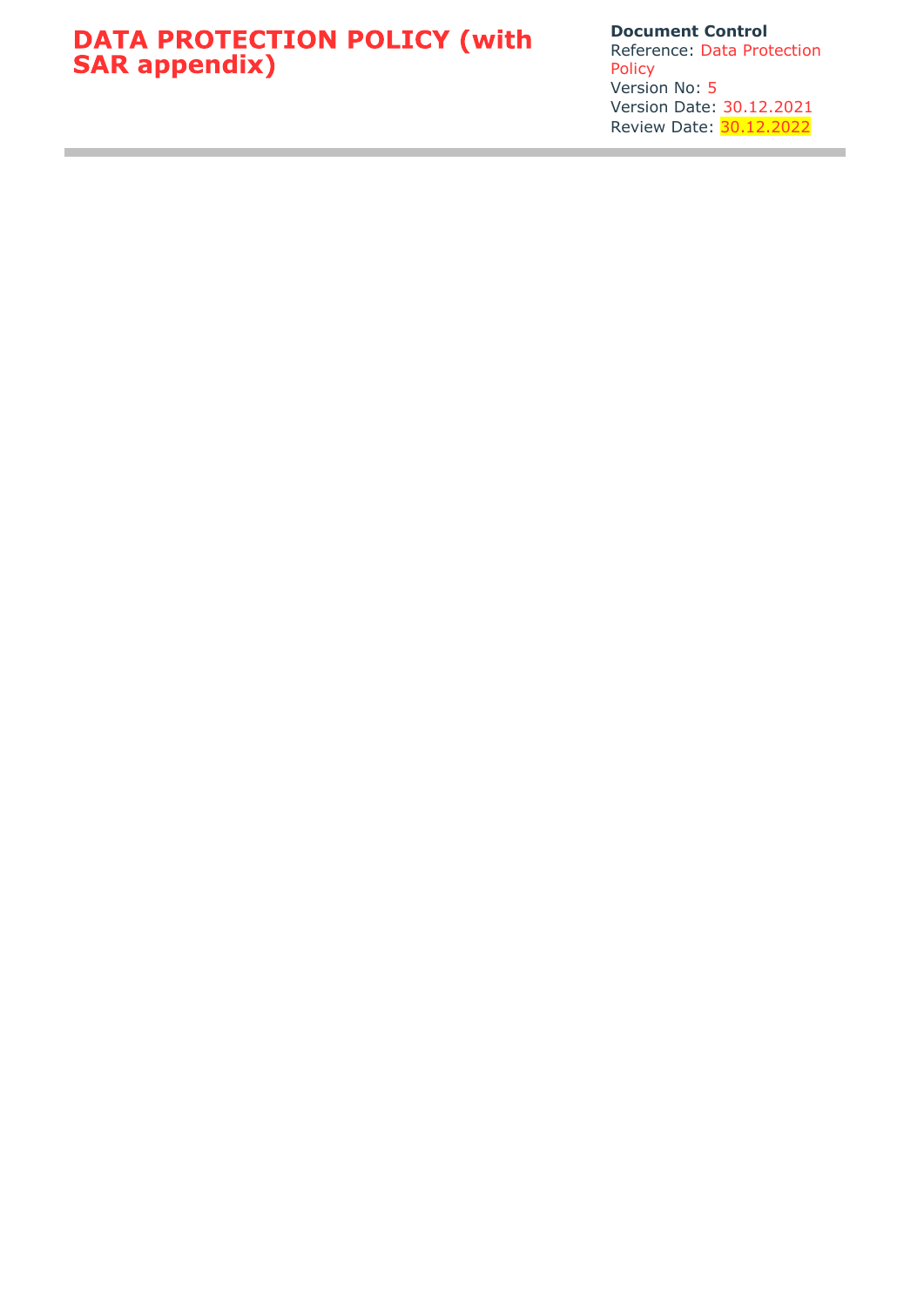# DATA PROTECTION POLICY (with SAR appendix)

**Document Control**
Reference: Data Protection Policy
Version No: 5
Version Date: 30.12.2021
Review Date: 30.12.2022